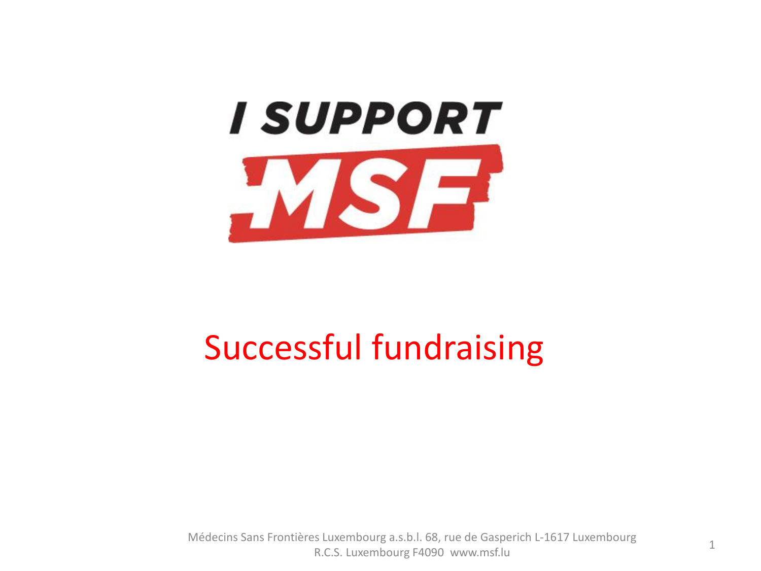# I SUPPORT MSF

## Successful fundraising

Médecins Sans Frontières Luxembourg a.s.b.l. 68, rue de Gasperich L-1617 Luxembourg
R.C.S. Luxembourg F4090 www.msf.lu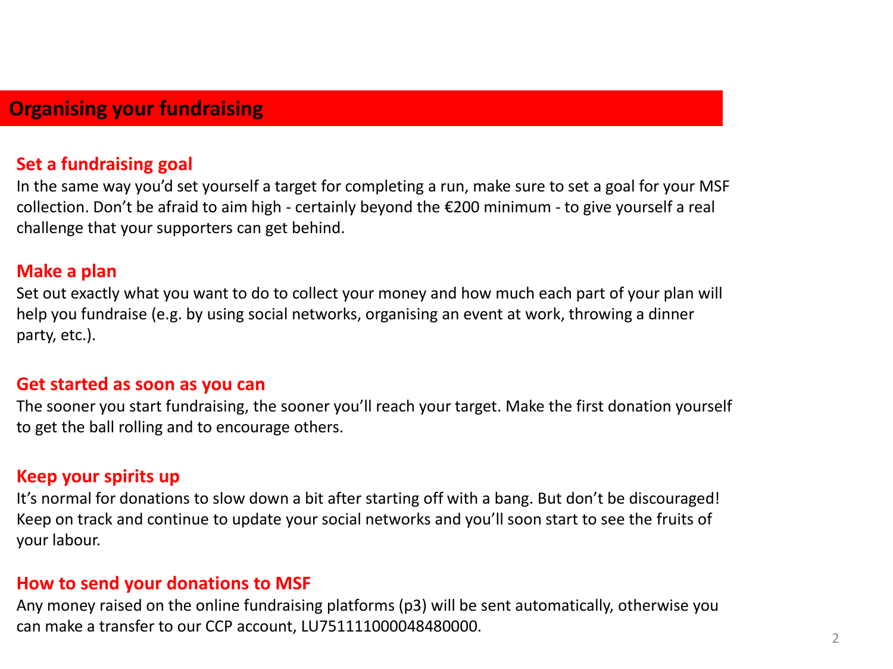## Organising your fundraising

### Set a fundraising goal

In the same way you'd set yourself a target for completing a run, make sure to set a goal for your MSF collection. Don't be afraid to aim high - certainly beyond the €200 minimum - to give yourself a real challenge that your supporters can get behind.

### Make a plan

Set out exactly what you want to do to collect your money and how much each part of your plan will help you fundraise (e.g. by using social networks, organising an event at work, throwing a dinner party, etc.).

### Get started as soon as you can

The sooner you start fundraising, the sooner you'll reach your target. Make the first donation yourself to get the ball rolling and to encourage others.

### Keep your spirits up

It's normal for donations to slow down a bit after starting off with a bang. But don't be discouraged! Keep on track and continue to update your social networks and you'll soon start to see the fruits of your labour.

### How to send your donations to MSF

Any money raised on the online fundraising platforms (p3) will be sent automatically, otherwise you can make a transfer to our CCP account, LU751111000048480000.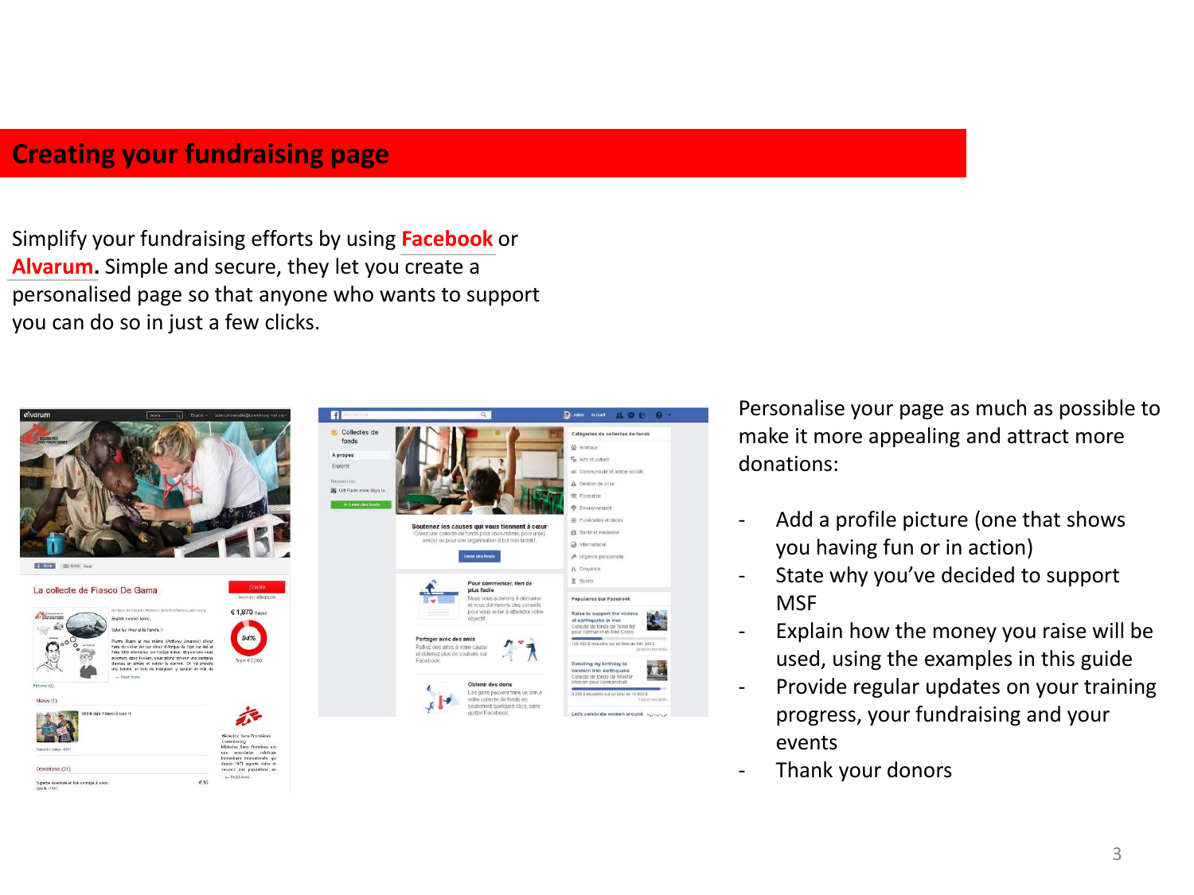# Creating your fundraising page

Simplify your fundraising efforts by using **Facebook** or **Alvarum**. Simple and secure, they let you create a personalised page so that anyone who wants to support you can do so in just a few clicks.

Personalise your page as much as possible to make it more appealing and attract more donations:

- Add a profile picture (one that shows you having fun or in action)
- State why you've decided to support MSF
- Explain how the money you raise will be used, using the examples in this guide
- Provide regular updates on your training progress, your fundraising and your events
- Thank your donors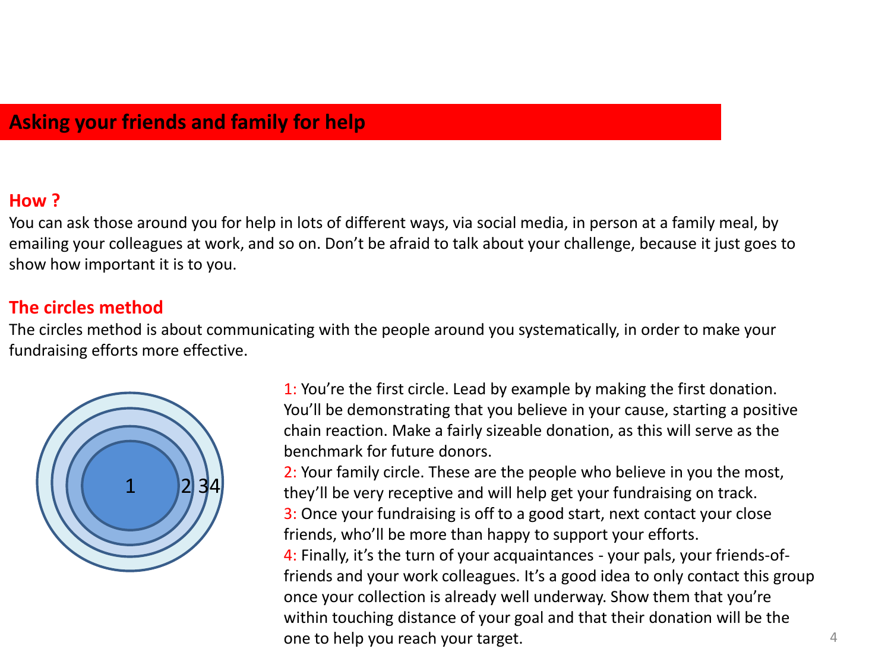## Asking your friends and family for help

### How ?

You can ask those around you for help in lots of different ways, via social media, in person at a family meal, by emailing your colleagues at work, and so on. Don't be afraid to talk about your challenge, because it just goes to show how important it is to you.

### The circles method

The circles method is about communicating with the people around you systematically, in order to make your fundraising efforts more effective.

1: You're the first circle. Lead by example by making the first donation. You'll be demonstrating that you believe in your cause, starting a positive chain reaction. Make a fairly sizeable donation, as this will serve as the benchmark for future donors.

2: Your family circle. These are the people who believe in you the most, they'll be very receptive and will help get your fundraising on track.

3: Once your fundraising is off to a good start, next contact your close friends, who'll be more than happy to support your efforts.

4: Finally, it's the turn of your acquaintances - your pals, your friends-of-friends and your work colleagues. It's a good idea to only contact this group once your collection is already well underway. Show them that you're within touching distance of your goal and that their donation will be the one to help you reach your target.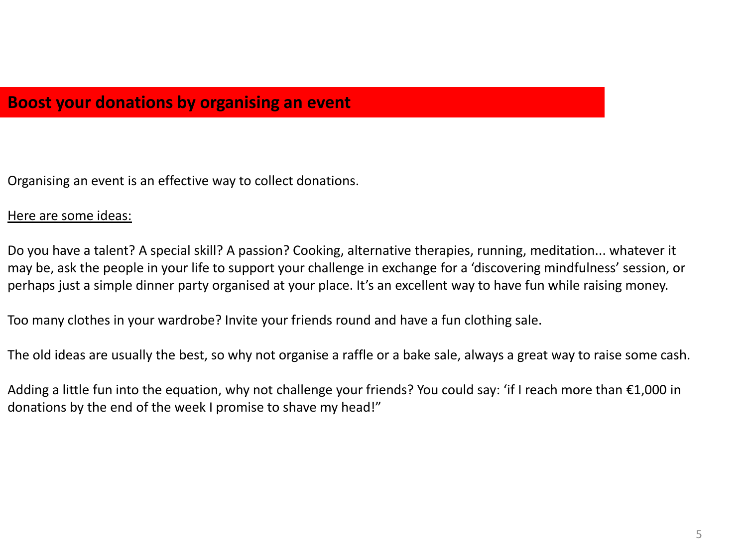## Boost your donations by organising an event

Organising an event is an effective way to collect donations.

Here are some ideas:

Do you have a talent? A special skill? A passion? Cooking, alternative therapies, running, meditation... whatever it may be, ask the people in your life to support your challenge in exchange for a 'discovering mindfulness' session, or perhaps just a simple dinner party organised at your place. It's an excellent way to have fun while raising money.

Too many clothes in your wardrobe? Invite your friends round and have a fun clothing sale.

The old ideas are usually the best, so why not organise a raffle or a bake sale, always a great way to raise some cash.

Adding a little fun into the equation, why not challenge your friends? You could say: 'if I reach more than €1,000 in donations by the end of the week I promise to shave my head!"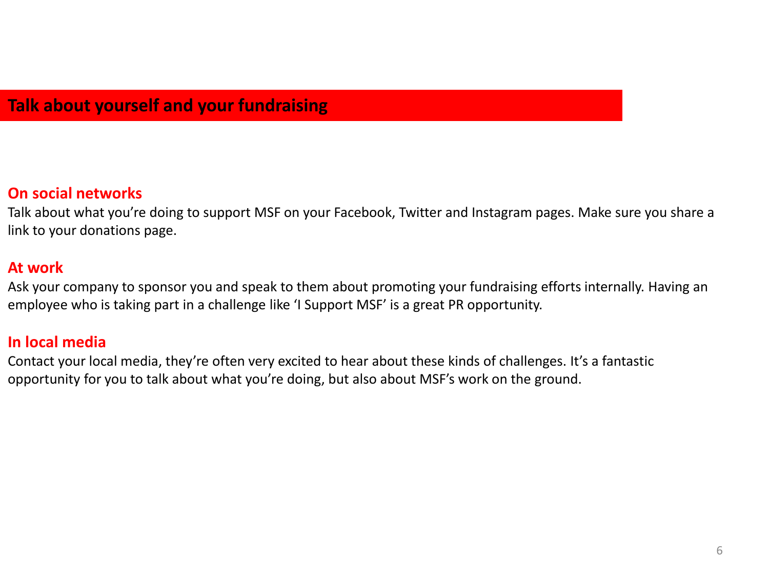## Talk about yourself and your fundraising

### On social networks

Talk about what you're doing to support MSF on your Facebook, Twitter and Instagram pages. Make sure you share a link to your donations page.

### At work

Ask your company to sponsor you and speak to them about promoting your fundraising efforts internally. Having an employee who is taking part in a challenge like 'I Support MSF' is a great PR opportunity.

### In local media

Contact your local media, they're often very excited to hear about these kinds of challenges. It's a fantastic opportunity for you to talk about what you're doing, but also about MSF's work on the ground.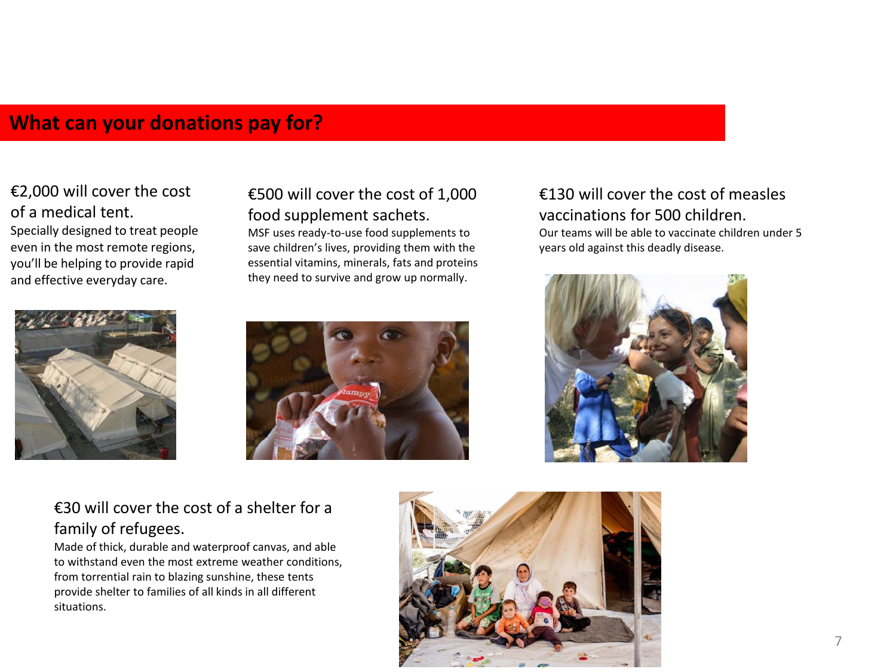## What can your donations pay for?

€2,000 will cover the cost of a medical tent.

Specially designed to treat people even in the most remote regions, you'll be helping to provide rapid and effective everyday care.

€500 will cover the cost of 1,000 food supplement sachets.

MSF uses ready-to-use food supplements to save children's lives, providing them with the essential vitamins, minerals, fats and proteins they need to survive and grow up normally.

€130 will cover the cost of measles vaccinations for 500 children.

Our teams will be able to vaccinate children under 5 years old against this deadly disease.

€30 will cover the cost of a shelter for a family of refugees.

Made of thick, durable and waterproof canvas, and able to withstand even the most extreme weather conditions, from torrential rain to blazing sunshine, these tents provide shelter to families of all kinds in all different situations.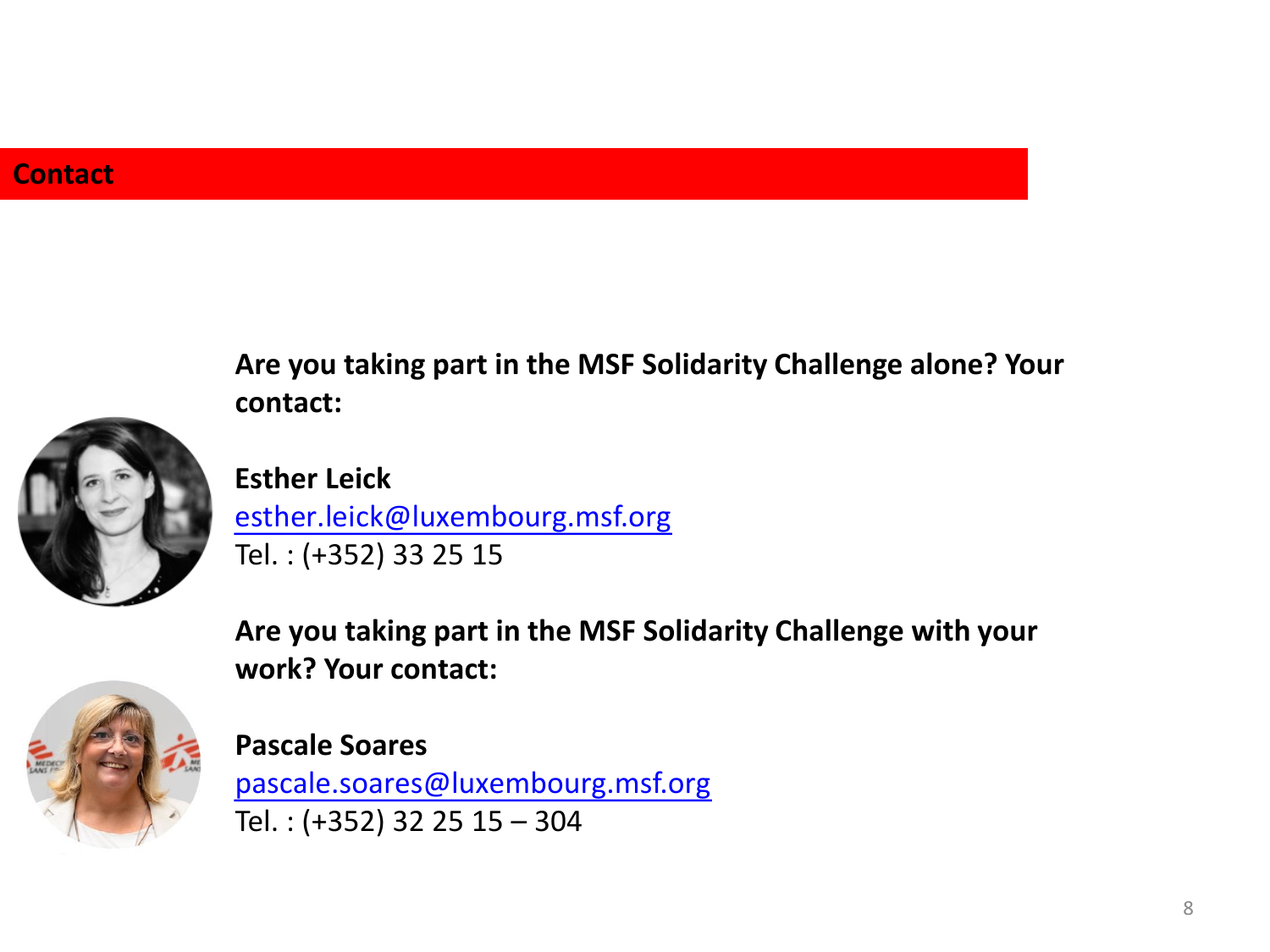## Contact

**Are you taking part in the MSF Solidarity Challenge alone? Your contact:**

**Esther Leick**
esther.leick@luxembourg.msf.org
Tel. : (+352) 33 25 15

**Are you taking part in the MSF Solidarity Challenge with your work? Your contact:**

**Pascale Soares**
pascale.soares@luxembourg.msf.org
Tel. : (+352) 32 25 15 – 304